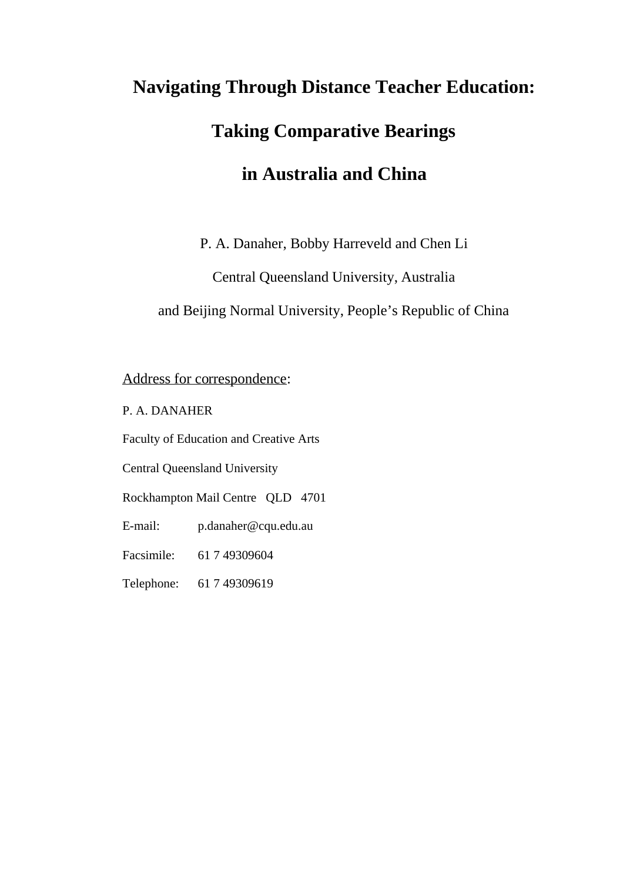# Navigating Through Distance Teacher Education: Taking Comparative Bearings in Australia and China

P. A. Danaher, Bobby Harreveld and Chen Li

Central Queensland University, Australia

and Beijing Normal University, People's Republic of China

Address for correspondence:

P. A. DANAHER

Faculty of Education and Creative Arts

Central Queensland University

Rockhampton Mail Centre QLD 4701

E-mail: p.danaher@cqu.edu.au

Facsimile: 61 7 49309604

Telephone: 61 7 49309619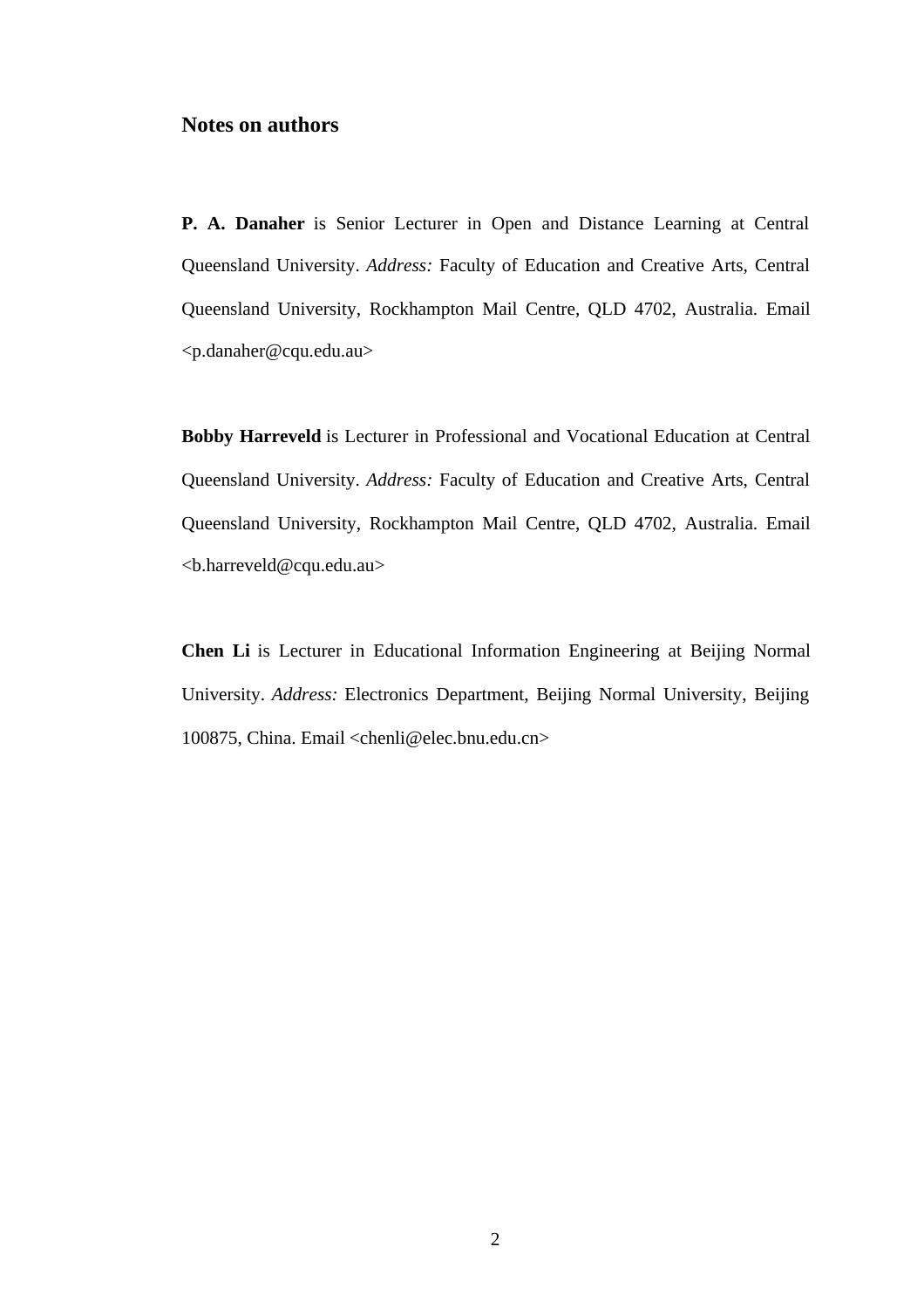## Notes on authors

**P. A. Danaher** is Senior Lecturer in Open and Distance Learning at Central Queensland University. *Address:* Faculty of Education and Creative Arts, Central Queensland University, Rockhampton Mail Centre, QLD 4702, Australia. Email <p.danaher@cqu.edu.au>

**Bobby Harreveld** is Lecturer in Professional and Vocational Education at Central Queensland University. *Address:* Faculty of Education and Creative Arts, Central Queensland University, Rockhampton Mail Centre, QLD 4702, Australia. Email <b.harreveld@cqu.edu.au>

**Chen Li** is Lecturer in Educational Information Engineering at Beijing Normal University. *Address:* Electronics Department, Beijing Normal University, Beijing 100875, China. Email <chenli@elec.bnu.edu.cn>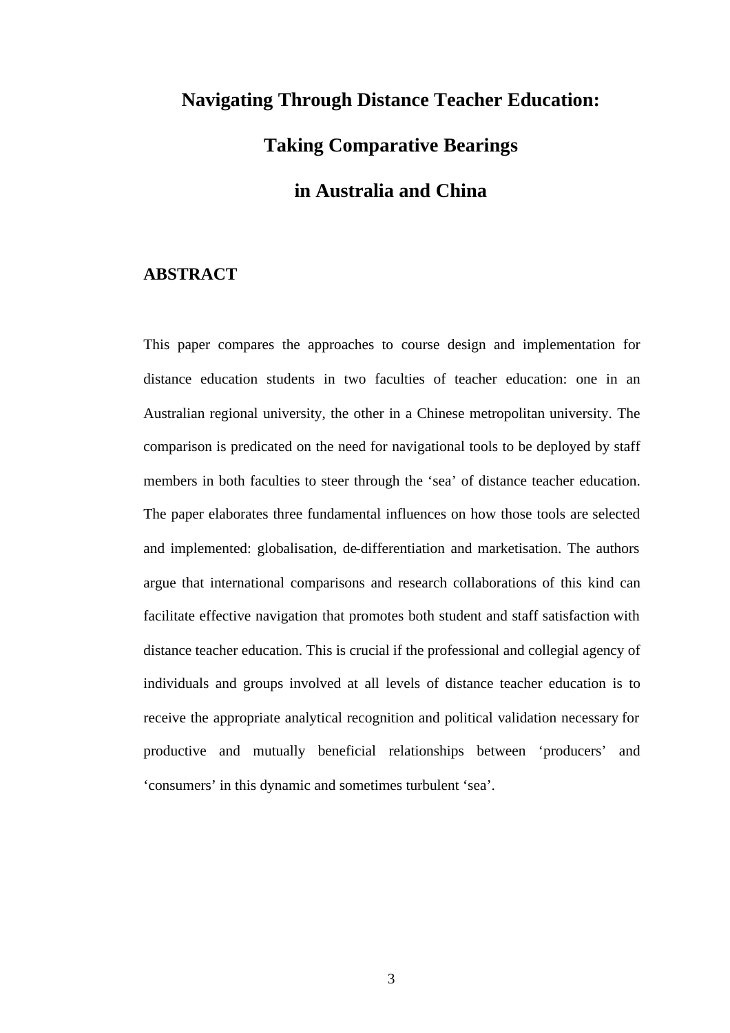# Navigating Through Distance Teacher Education: Taking Comparative Bearings in Australia and China

## ABSTRACT

This paper compares the approaches to course design and implementation for distance education students in two faculties of teacher education: one in an Australian regional university, the other in a Chinese metropolitan university. The comparison is predicated on the need for navigational tools to be deployed by staff members in both faculties to steer through the 'sea' of distance teacher education. The paper elaborates three fundamental influences on how those tools are selected and implemented: globalisation, de-differentiation and marketisation. The authors argue that international comparisons and research collaborations of this kind can facilitate effective navigation that promotes both student and staff satisfaction with distance teacher education. This is crucial if the professional and collegial agency of individuals and groups involved at all levels of distance teacher education is to receive the appropriate analytical recognition and political validation necessary for productive and mutually beneficial relationships between 'producers' and 'consumers' in this dynamic and sometimes turbulent 'sea'.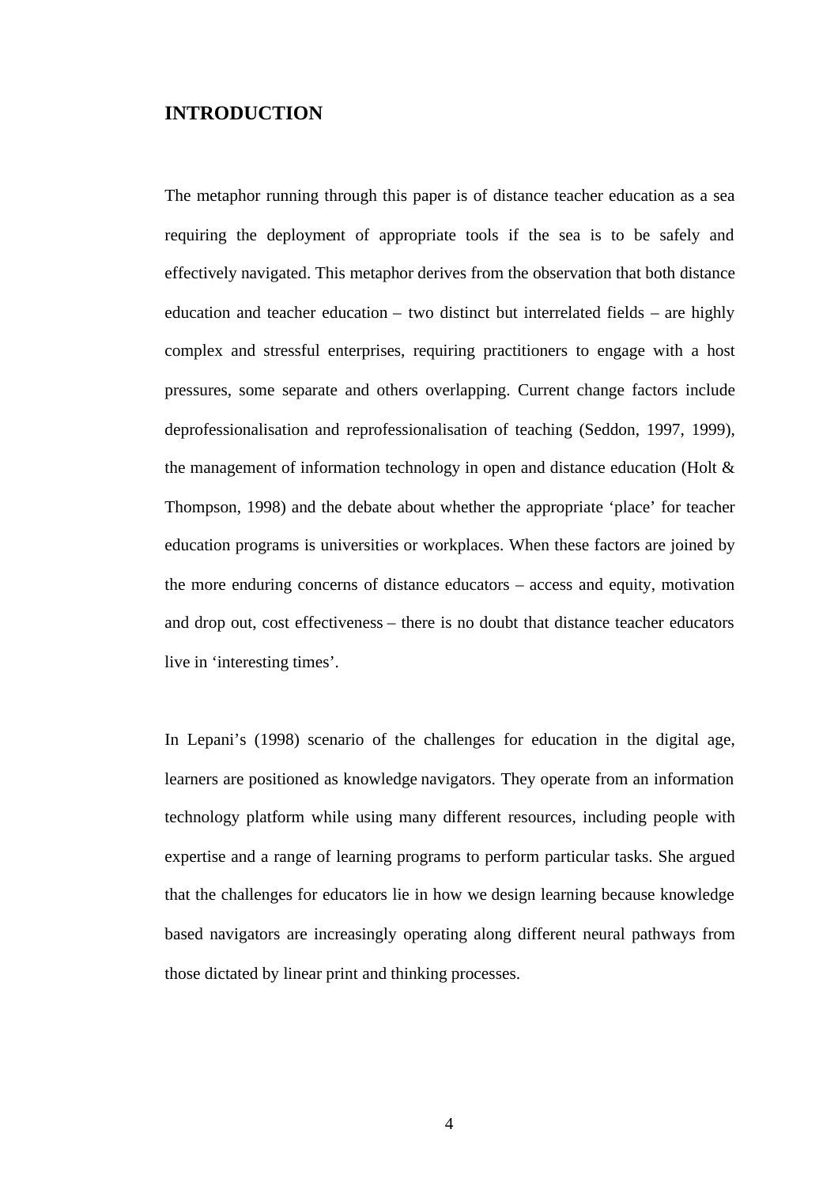# INTRODUCTION

The metaphor running through this paper is of distance teacher education as a sea requiring the deployment of appropriate tools if the sea is to be safely and effectively navigated. This metaphor derives from the observation that both distance education and teacher education – two distinct but interrelated fields – are highly complex and stressful enterprises, requiring practitioners to engage with a host pressures, some separate and others overlapping. Current change factors include deprofessionalisation and reprofessionalisation of teaching (Seddon, 1997, 1999), the management of information technology in open and distance education (Holt & Thompson, 1998) and the debate about whether the appropriate 'place' for teacher education programs is universities or workplaces. When these factors are joined by the more enduring concerns of distance educators – access and equity, motivation and drop out, cost effectiveness – there is no doubt that distance teacher educators live in 'interesting times'.

In Lepani's (1998) scenario of the challenges for education in the digital age, learners are positioned as knowledge navigators. They operate from an information technology platform while using many different resources, including people with expertise and a range of learning programs to perform particular tasks. She argued that the challenges for educators lie in how we design learning because knowledge based navigators are increasingly operating along different neural pathways from those dictated by linear print and thinking processes.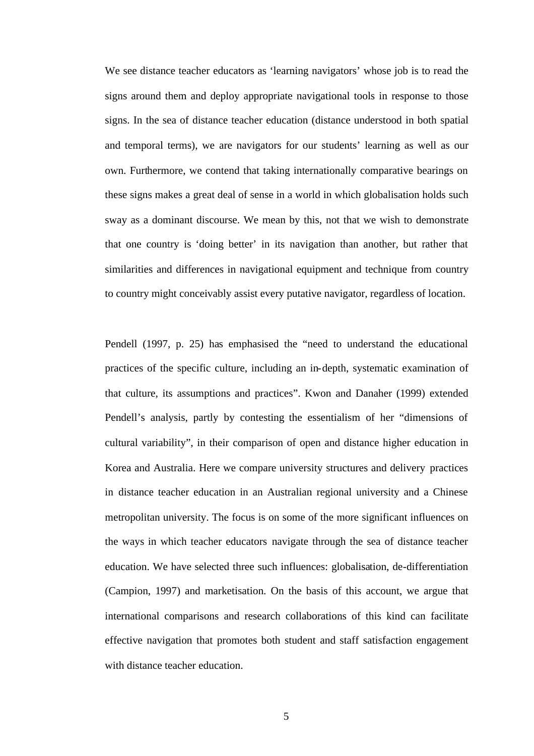We see distance teacher educators as 'learning navigators' whose job is to read the signs around them and deploy appropriate navigational tools in response to those signs. In the sea of distance teacher education (distance understood in both spatial and temporal terms), we are navigators for our students' learning as well as our own. Furthermore, we contend that taking internationally comparative bearings on these signs makes a great deal of sense in a world in which globalisation holds such sway as a dominant discourse. We mean by this, not that we wish to demonstrate that one country is 'doing better' in its navigation than another, but rather that similarities and differences in navigational equipment and technique from country to country might conceivably assist every putative navigator, regardless of location.

Pendell (1997, p. 25) has emphasised the "need to understand the educational practices of the specific culture, including an in-depth, systematic examination of that culture, its assumptions and practices". Kwon and Danaher (1999) extended Pendell's analysis, partly by contesting the essentialism of her "dimensions of cultural variability", in their comparison of open and distance higher education in Korea and Australia. Here we compare university structures and delivery practices in distance teacher education in an Australian regional university and a Chinese metropolitan university. The focus is on some of the more significant influences on the ways in which teacher educators navigate through the sea of distance teacher education. We have selected three such influences: globalisation, de-differentiation (Campion, 1997) and marketisation. On the basis of this account, we argue that international comparisons and research collaborations of this kind can facilitate effective navigation that promotes both student and staff satisfaction engagement with distance teacher education.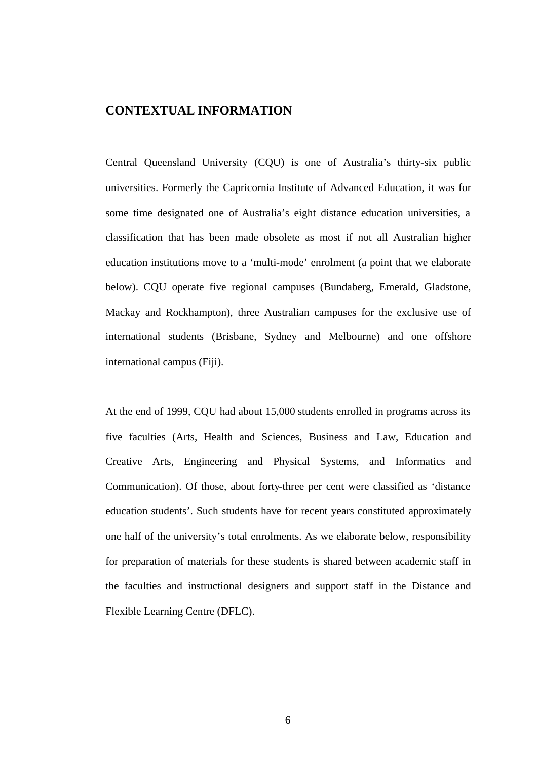## CONTEXTUAL INFORMATION

Central Queensland University (CQU) is one of Australia's thirty-six public universities. Formerly the Capricornia Institute of Advanced Education, it was for some time designated one of Australia's eight distance education universities, a classification that has been made obsolete as most if not all Australian higher education institutions move to a 'multi-mode' enrolment (a point that we elaborate below). CQU operate five regional campuses (Bundaberg, Emerald, Gladstone, Mackay and Rockhampton), three Australian campuses for the exclusive use of international students (Brisbane, Sydney and Melbourne) and one offshore international campus (Fiji).

At the end of 1999, CQU had about 15,000 students enrolled in programs across its five faculties (Arts, Health and Sciences, Business and Law, Education and Creative Arts, Engineering and Physical Systems, and Informatics and Communication). Of those, about forty-three per cent were classified as 'distance education students'. Such students have for recent years constituted approximately one half of the university's total enrolments. As we elaborate below, responsibility for preparation of materials for these students is shared between academic staff in the faculties and instructional designers and support staff in the Distance and Flexible Learning Centre (DFLC).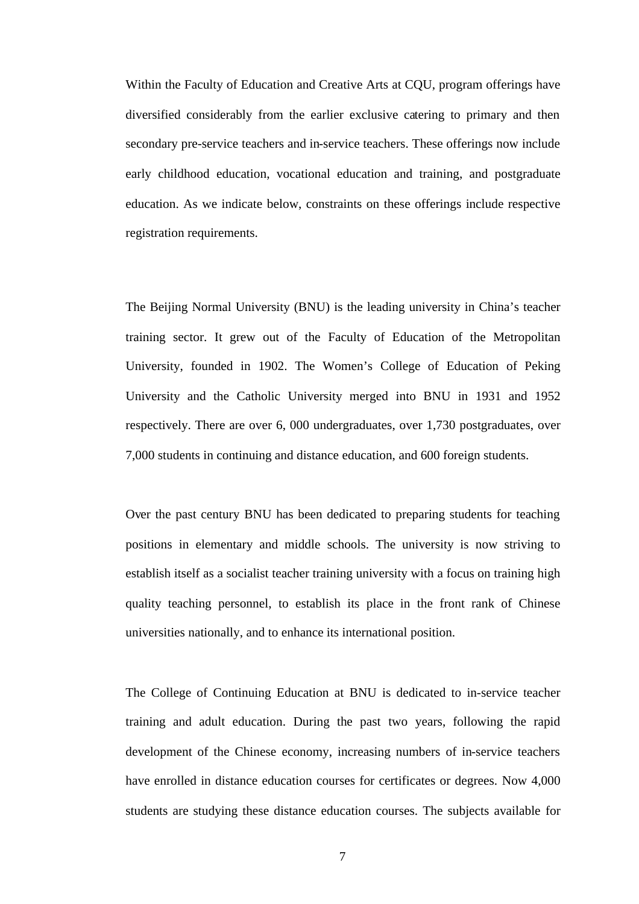Within the Faculty of Education and Creative Arts at CQU, program offerings have diversified considerably from the earlier exclusive catering to primary and then secondary pre-service teachers and in-service teachers. These offerings now include early childhood education, vocational education and training, and postgraduate education. As we indicate below, constraints on these offerings include respective registration requirements.

The Beijing Normal University (BNU) is the leading university in China's teacher training sector. It grew out of the Faculty of Education of the Metropolitan University, founded in 1902. The Women's College of Education of Peking University and the Catholic University merged into BNU in 1931 and 1952 respectively. There are over 6, 000 undergraduates, over 1,730 postgraduates, over 7,000 students in continuing and distance education, and 600 foreign students.

Over the past century BNU has been dedicated to preparing students for teaching positions in elementary and middle schools. The university is now striving to establish itself as a socialist teacher training university with a focus on training high quality teaching personnel, to establish its place in the front rank of Chinese universities nationally, and to enhance its international position.

The College of Continuing Education at BNU is dedicated to in-service teacher training and adult education. During the past two years, following the rapid development of the Chinese economy, increasing numbers of in-service teachers have enrolled in distance education courses for certificates or degrees. Now 4,000 students are studying these distance education courses. The subjects available for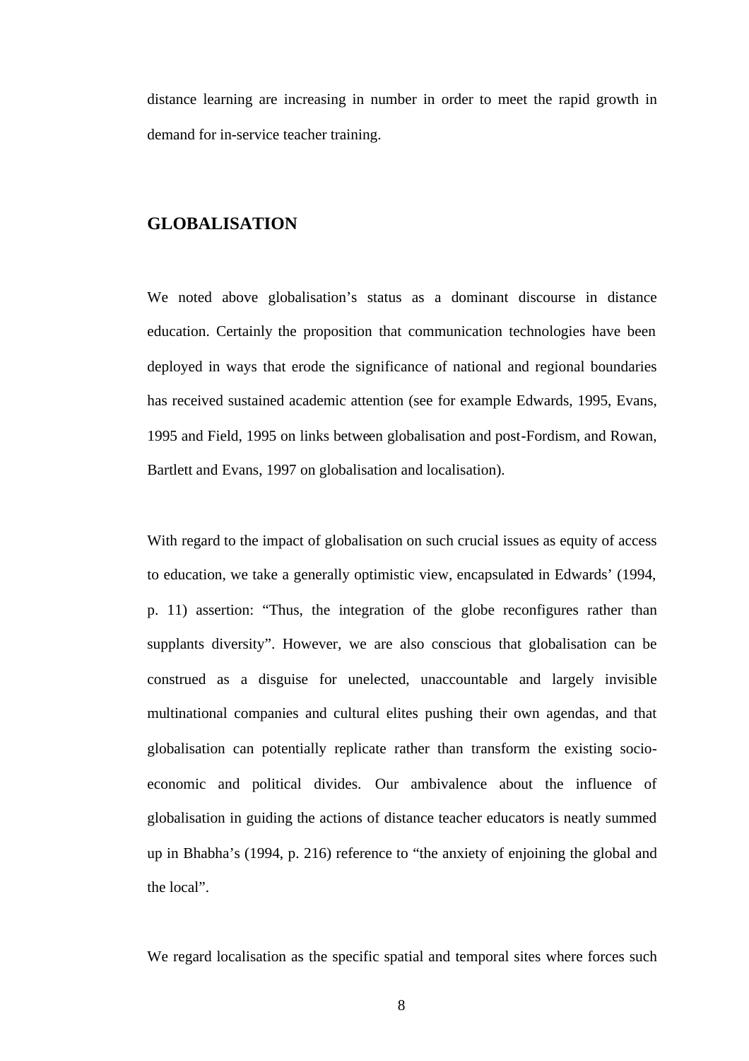distance learning are increasing in number in order to meet the rapid growth in demand for in-service teacher training.

## GLOBALISATION

We noted above globalisation's status as a dominant discourse in distance education. Certainly the proposition that communication technologies have been deployed in ways that erode the significance of national and regional boundaries has received sustained academic attention (see for example Edwards, 1995, Evans, 1995 and Field, 1995 on links between globalisation and post-Fordism, and Rowan, Bartlett and Evans, 1997 on globalisation and localisation).

With regard to the impact of globalisation on such crucial issues as equity of access to education, we take a generally optimistic view, encapsulated in Edwards' (1994, p. 11) assertion: "Thus, the integration of the globe reconfigures rather than supplants diversity". However, we are also conscious that globalisation can be construed as a disguise for unelected, unaccountable and largely invisible multinational companies and cultural elites pushing their own agendas, and that globalisation can potentially replicate rather than transform the existing socio-economic and political divides. Our ambivalence about the influence of globalisation in guiding the actions of distance teacher educators is neatly summed up in Bhabha's (1994, p. 216) reference to "the anxiety of enjoining the global and the local".

We regard localisation as the specific spatial and temporal sites where forces such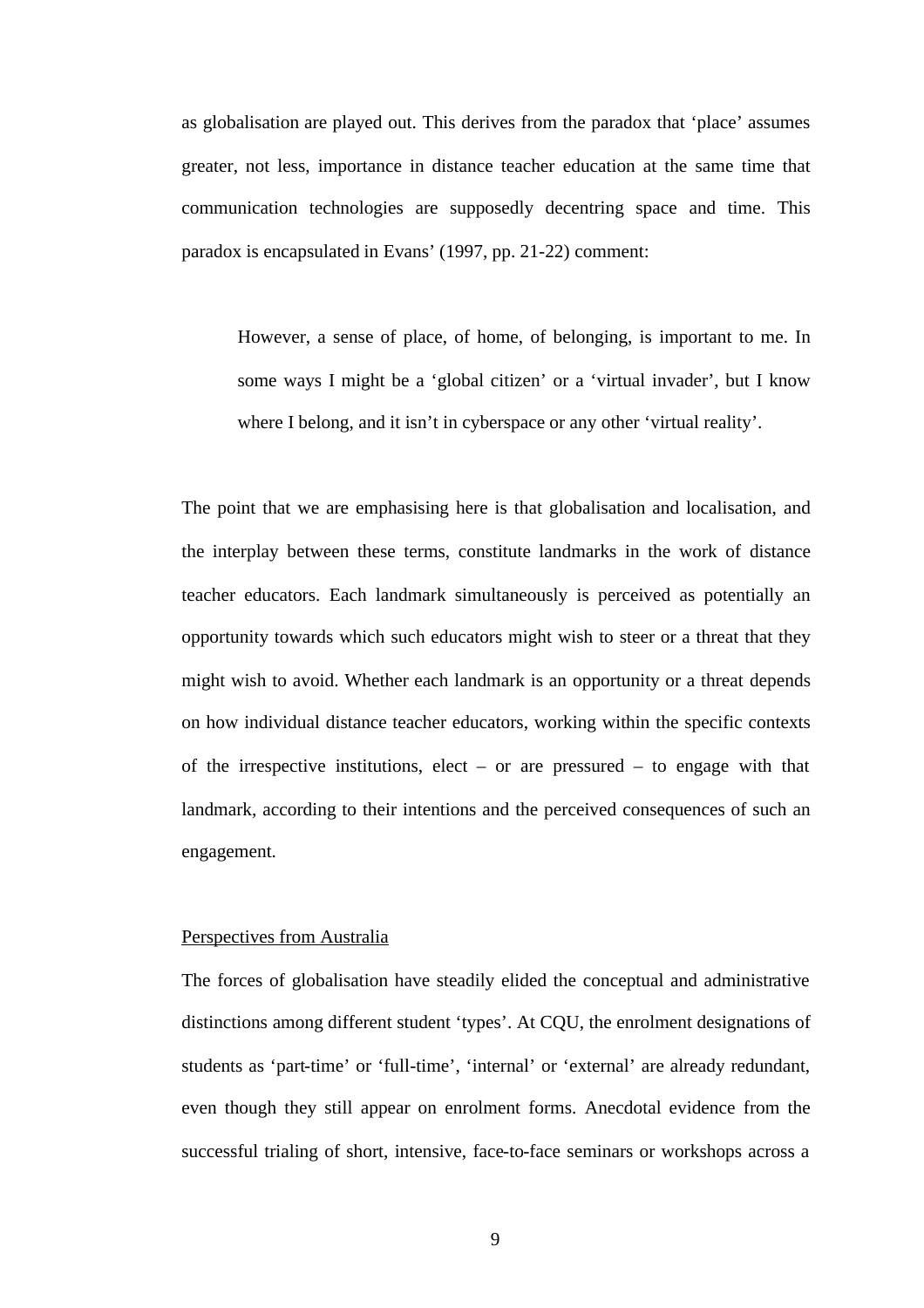as globalisation are played out. This derives from the paradox that ‘place’ assumes greater, not less, importance in distance teacher education at the same time that communication technologies are supposedly decentring space and time. This paradox is encapsulated in Evans’ (1997, pp. 21-22) comment:

> However, a sense of place, of home, of belonging, is important to me. In some ways I might be a ‘global citizen’ or a ‘virtual invader’, but I know where I belong, and it isn’t in cyberspace or any other ‘virtual reality’.

The point that we are emphasising here is that globalisation and localisation, and the interplay between these terms, constitute landmarks in the work of distance teacher educators. Each landmark simultaneously is perceived as potentially an opportunity towards which such educators might wish to steer or a threat that they might wish to avoid. Whether each landmark is an opportunity or a threat depends on how individual distance teacher educators, working within the specific contexts of the irrespective institutions, elect – or are pressured – to engage with that landmark, according to their intentions and the perceived consequences of such an engagement.

<u>Perspectives from Australia</u>

The forces of globalisation have steadily elided the conceptual and administrative distinctions among different student ‘types’. At CQU, the enrolment designations of students as ‘part-time’ or ‘full-time’, ‘internal’ or ‘external’ are already redundant, even though they still appear on enrolment forms. Anecdotal evidence from the successful trialing of short, intensive, face-to-face seminars or workshops across a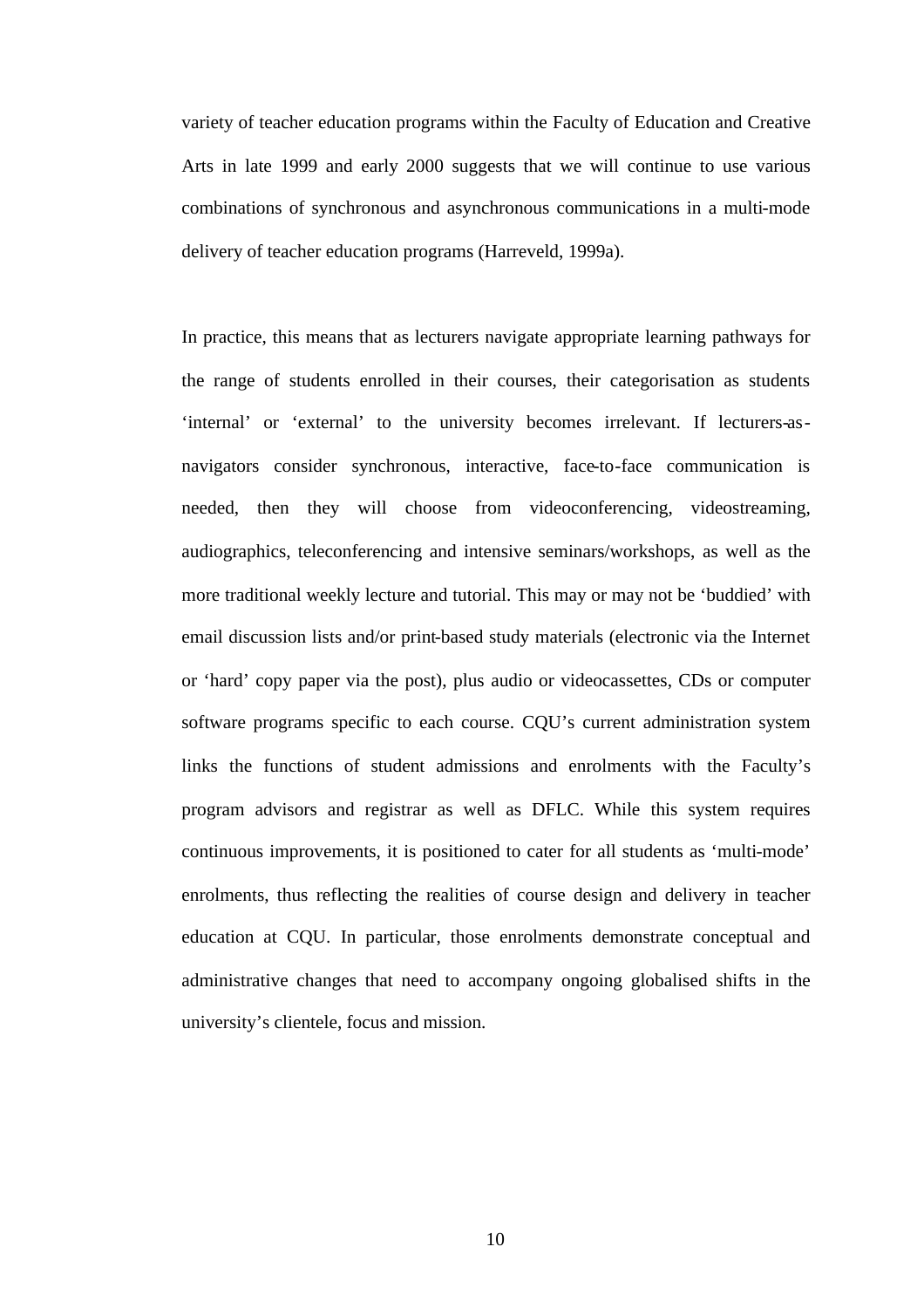variety of teacher education programs within the Faculty of Education and Creative Arts in late 1999 and early 2000 suggests that we will continue to use various combinations of synchronous and asynchronous communications in a multi-mode delivery of teacher education programs (Harreveld, 1999a).

In practice, this means that as lecturers navigate appropriate learning pathways for the range of students enrolled in their courses, their categorisation as students 'internal' or 'external' to the university becomes irrelevant. If lecturers-as-navigators consider synchronous, interactive, face-to-face communication is needed, then they will choose from videoconferencing, videostreaming, audiographics, teleconferencing and intensive seminars/workshops, as well as the more traditional weekly lecture and tutorial. This may or may not be 'buddied' with email discussion lists and/or print-based study materials (electronic via the Internet or 'hard' copy paper via the post), plus audio or videocassettes, CDs or computer software programs specific to each course. CQU's current administration system links the functions of student admissions and enrolments with the Faculty's program advisors and registrar as well as DFLC. While this system requires continuous improvements, it is positioned to cater for all students as 'multi-mode' enrolments, thus reflecting the realities of course design and delivery in teacher education at CQU. In particular, those enrolments demonstrate conceptual and administrative changes that need to accompany ongoing globalised shifts in the university's clientele, focus and mission.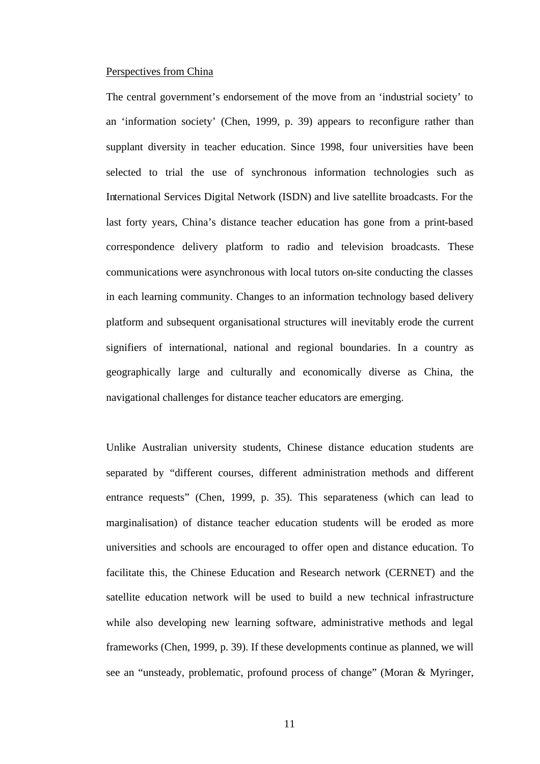Perspectives from China

The central government's endorsement of the move from an 'industrial society' to an 'information society' (Chen, 1999, p. 39) appears to reconfigure rather than supplant diversity in teacher education. Since 1998, four universities have been selected to trial the use of synchronous information technologies such as International Services Digital Network (ISDN) and live satellite broadcasts. For the last forty years, China's distance teacher education has gone from a print-based correspondence delivery platform to radio and television broadcasts. These communications were asynchronous with local tutors on-site conducting the classes in each learning community. Changes to an information technology based delivery platform and subsequent organisational structures will inevitably erode the current signifiers of international, national and regional boundaries. In a country as geographically large and culturally and economically diverse as China, the navigational challenges for distance teacher educators are emerging.

Unlike Australian university students, Chinese distance education students are separated by "different courses, different administration methods and different entrance requests" (Chen, 1999, p. 35). This separateness (which can lead to marginalisation) of distance teacher education students will be eroded as more universities and schools are encouraged to offer open and distance education. To facilitate this, the Chinese Education and Research network (CERNET) and the satellite education network will be used to build a new technical infrastructure while also developing new learning software, administrative methods and legal frameworks (Chen, 1999, p. 39). If these developments continue as planned, we will see an "unsteady, problematic, profound process of change" (Moran & Myringer,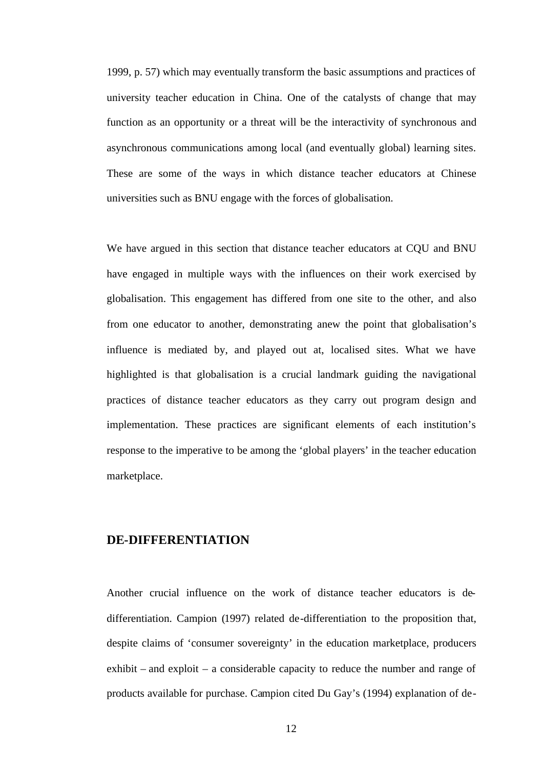1999, p. 57) which may eventually transform the basic assumptions and practices of university teacher education in China. One of the catalysts of change that may function as an opportunity or a threat will be the interactivity of synchronous and asynchronous communications among local (and eventually global) learning sites. These are some of the ways in which distance teacher educators at Chinese universities such as BNU engage with the forces of globalisation.

We have argued in this section that distance teacher educators at CQU and BNU have engaged in multiple ways with the influences on their work exercised by globalisation. This engagement has differed from one site to the other, and also from one educator to another, demonstrating anew the point that globalisation's influence is mediated by, and played out at, localised sites. What we have highlighted is that globalisation is a crucial landmark guiding the navigational practices of distance teacher educators as they carry out program design and implementation. These practices are significant elements of each institution's response to the imperative to be among the 'global players' in the teacher education marketplace.

## DE-DIFFERENTIATION

Another crucial influence on the work of distance teacher educators is de-differentiation. Campion (1997) related de-differentiation to the proposition that, despite claims of 'consumer sovereignty' in the education marketplace, producers exhibit – and exploit – a considerable capacity to reduce the number and range of products available for purchase. Campion cited Du Gay's (1994) explanation of de-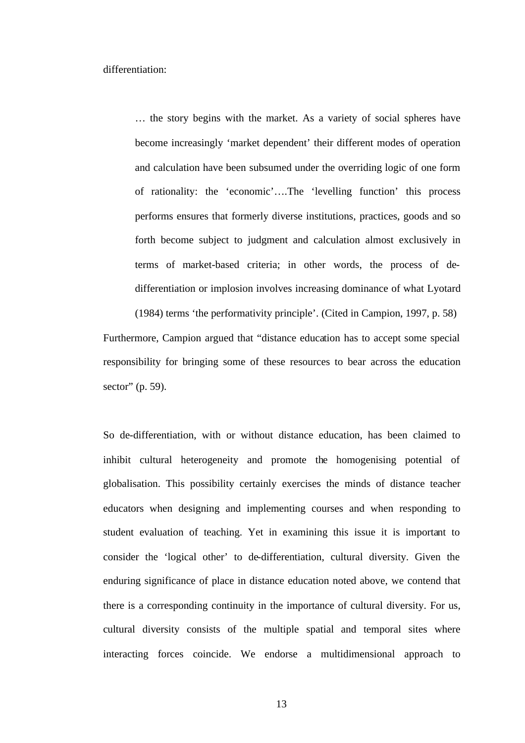differentiation:

> … the story begins with the market. As a variety of social spheres have become increasingly 'market dependent' their different modes of operation and calculation have been subsumed under the overriding logic of one form of rationality: the 'economic'….The 'levelling function' this process performs ensures that formerly diverse institutions, practices, goods and so forth become subject to judgment and calculation almost exclusively in terms of market-based criteria; in other words, the process of de-differentiation or implosion involves increasing dominance of what Lyotard (1984) terms 'the performativity principle'. (Cited in Campion, 1997, p. 58)

Furthermore, Campion argued that "distance education has to accept some special responsibility for bringing some of these resources to bear across the education sector" (p. 59).

So de-differentiation, with or without distance education, has been claimed to inhibit cultural heterogeneity and promote the homogenising potential of globalisation. This possibility certainly exercises the minds of distance teacher educators when designing and implementing courses and when responding to student evaluation of teaching. Yet in examining this issue it is important to consider the 'logical other' to de-differentiation, cultural diversity. Given the enduring significance of place in distance education noted above, we contend that there is a corresponding continuity in the importance of cultural diversity. For us, cultural diversity consists of the multiple spatial and temporal sites where interacting forces coincide. We endorse a multidimensional approach to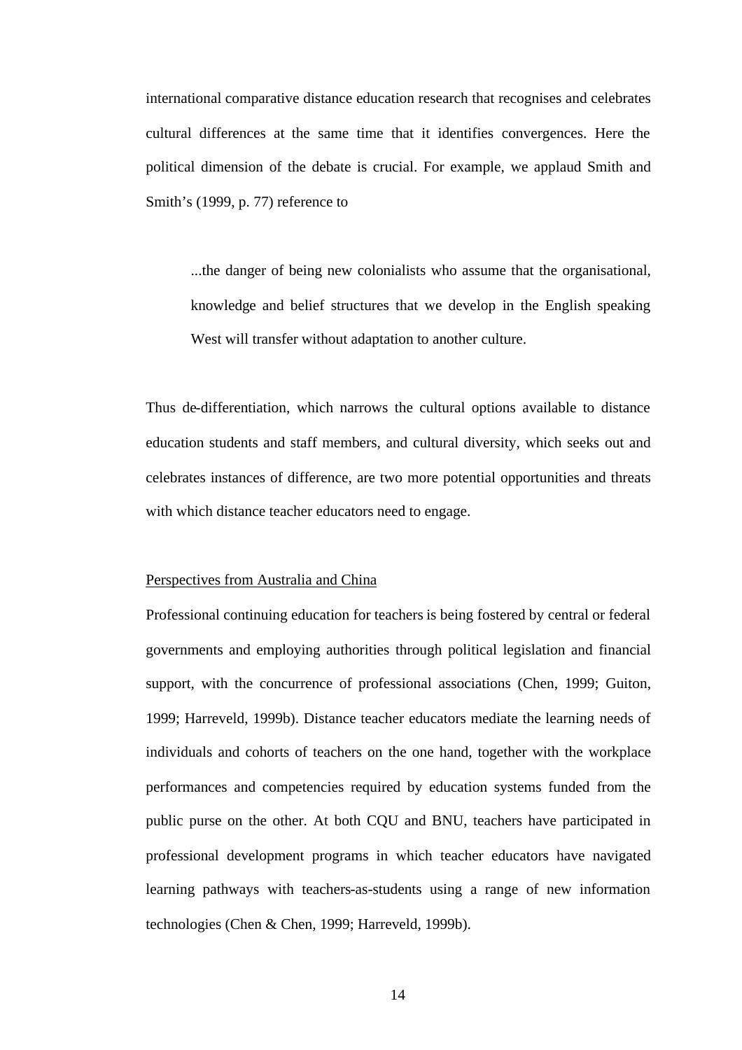international comparative distance education research that recognises and celebrates cultural differences at the same time that it identifies convergences. Here the political dimension of the debate is crucial. For example, we applaud Smith and Smith's (1999, p. 77) reference to

> ...the danger of being new colonialists who assume that the organisational, knowledge and belief structures that we develop in the English speaking West will transfer without adaptation to another culture.

Thus de-differentiation, which narrows the cultural options available to distance education students and staff members, and cultural diversity, which seeks out and celebrates instances of difference, are two more potential opportunities and threats with which distance teacher educators need to engage.

<u>Perspectives from Australia and China</u>

Professional continuing education for teachers is being fostered by central or federal governments and employing authorities through political legislation and financial support, with the concurrence of professional associations (Chen, 1999; Guiton, 1999; Harreveld, 1999b). Distance teacher educators mediate the learning needs of individuals and cohorts of teachers on the one hand, together with the workplace performances and competencies required by education systems funded from the public purse on the other. At both CQU and BNU, teachers have participated in professional development programs in which teacher educators have navigated learning pathways with teachers-as-students using a range of new information technologies (Chen & Chen, 1999; Harreveld, 1999b).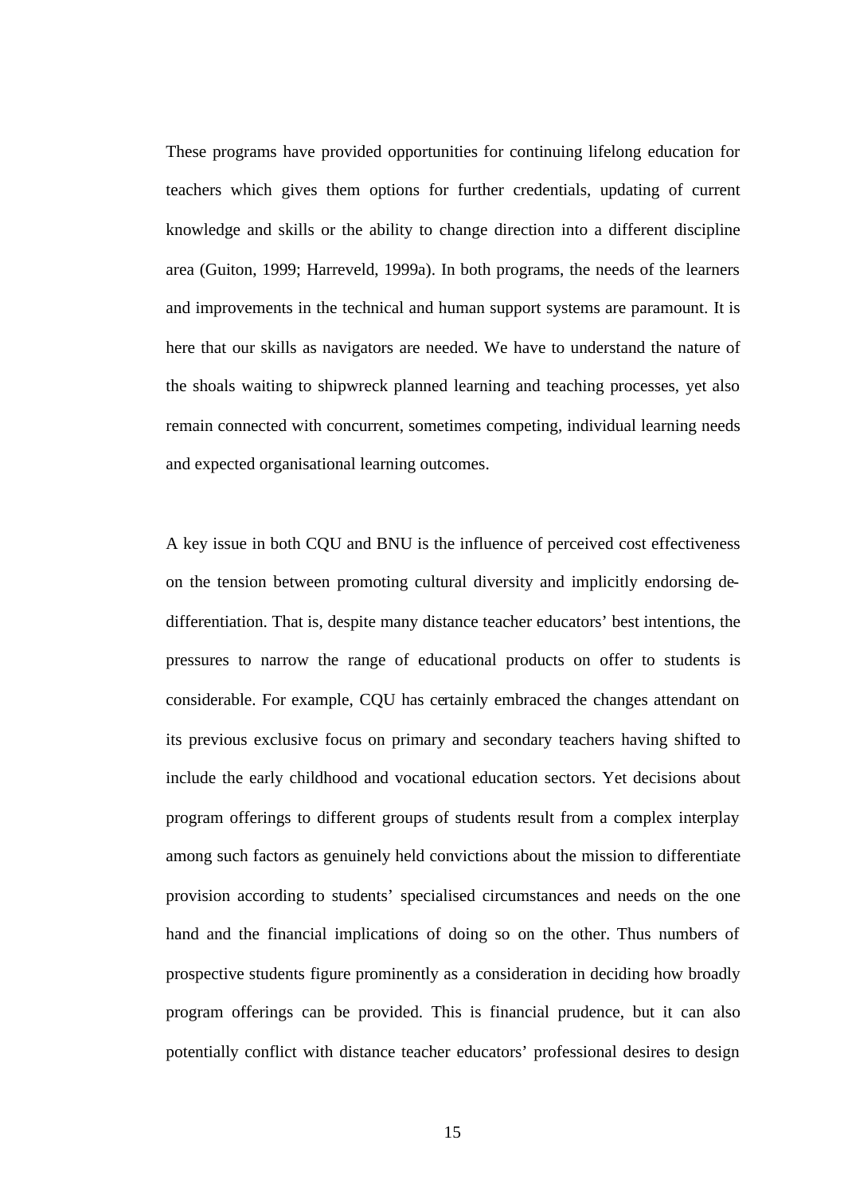These programs have provided opportunities for continuing lifelong education for teachers which gives them options for further credentials, updating of current knowledge and skills or the ability to change direction into a different discipline area (Guiton, 1999; Harreveld, 1999a). In both programs, the needs of the learners and improvements in the technical and human support systems are paramount. It is here that our skills as navigators are needed. We have to understand the nature of the shoals waiting to shipwreck planned learning and teaching processes, yet also remain connected with concurrent, sometimes competing, individual learning needs and expected organisational learning outcomes.

A key issue in both CQU and BNU is the influence of perceived cost effectiveness on the tension between promoting cultural diversity and implicitly endorsing de-differentiation. That is, despite many distance teacher educators' best intentions, the pressures to narrow the range of educational products on offer to students is considerable. For example, CQU has certainly embraced the changes attendant on its previous exclusive focus on primary and secondary teachers having shifted to include the early childhood and vocational education sectors. Yet decisions about program offerings to different groups of students result from a complex interplay among such factors as genuinely held convictions about the mission to differentiate provision according to students' specialised circumstances and needs on the one hand and the financial implications of doing so on the other. Thus numbers of prospective students figure prominently as a consideration in deciding how broadly program offerings can be provided. This is financial prudence, but it can also potentially conflict with distance teacher educators' professional desires to design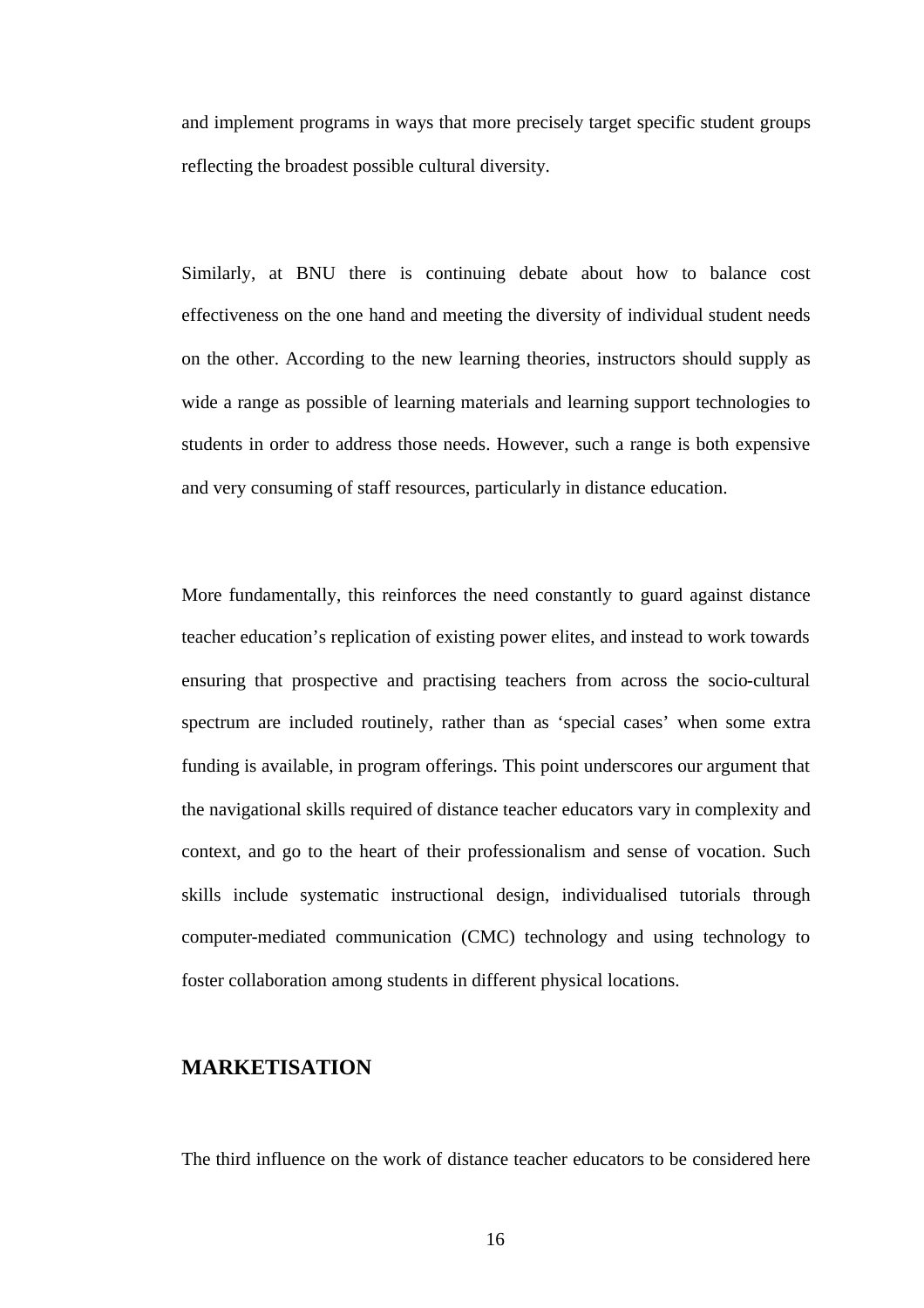and implement programs in ways that more precisely target specific student groups reflecting the broadest possible cultural diversity.

Similarly, at BNU there is continuing debate about how to balance cost effectiveness on the one hand and meeting the diversity of individual student needs on the other. According to the new learning theories, instructors should supply as wide a range as possible of learning materials and learning support technologies to students in order to address those needs. However, such a range is both expensive and very consuming of staff resources, particularly in distance education.

More fundamentally, this reinforces the need constantly to guard against distance teacher education's replication of existing power elites, and instead to work towards ensuring that prospective and practising teachers from across the socio-cultural spectrum are included routinely, rather than as 'special cases' when some extra funding is available, in program offerings. This point underscores our argument that the navigational skills required of distance teacher educators vary in complexity and context, and go to the heart of their professionalism and sense of vocation. Such skills include systematic instructional design, individualised tutorials through computer-mediated communication (CMC) technology and using technology to foster collaboration among students in different physical locations.

## MARKETISATION

The third influence on the work of distance teacher educators to be considered here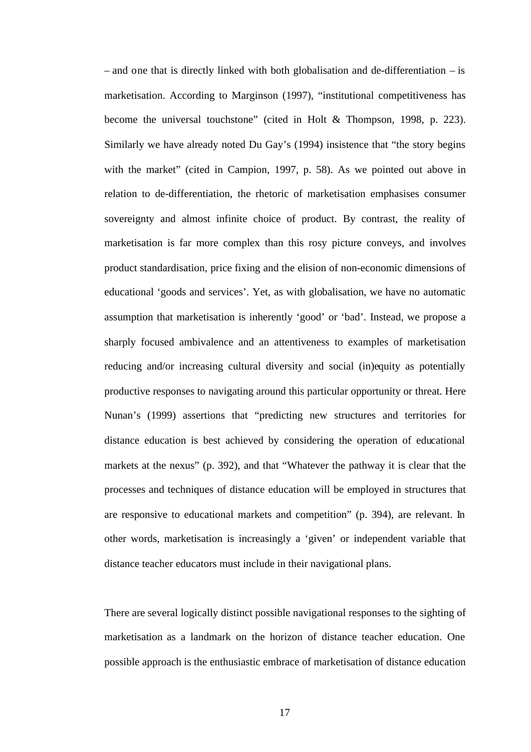– and one that is directly linked with both globalisation and de-differentiation – is marketisation. According to Marginson (1997), "institutional competitiveness has become the universal touchstone" (cited in Holt & Thompson, 1998, p. 223). Similarly we have already noted Du Gay's (1994) insistence that "the story begins with the market" (cited in Campion, 1997, p. 58). As we pointed out above in relation to de-differentiation, the rhetoric of marketisation emphasises consumer sovereignty and almost infinite choice of product. By contrast, the reality of marketisation is far more complex than this rosy picture conveys, and involves product standardisation, price fixing and the elision of non-economic dimensions of educational 'goods and services'. Yet, as with globalisation, we have no automatic assumption that marketisation is inherently 'good' or 'bad'. Instead, we propose a sharply focused ambivalence and an attentiveness to examples of marketisation reducing and/or increasing cultural diversity and social (in)equity as potentially productive responses to navigating around this particular opportunity or threat. Here Nunan's (1999) assertions that "predicting new structures and territories for distance education is best achieved by considering the operation of educational markets at the nexus" (p. 392), and that "Whatever the pathway it is clear that the processes and techniques of distance education will be employed in structures that are responsive to educational markets and competition" (p. 394), are relevant. In other words, marketisation is increasingly a 'given' or independent variable that distance teacher educators must include in their navigational plans.

There are several logically distinct possible navigational responses to the sighting of marketisation as a landmark on the horizon of distance teacher education. One possible approach is the enthusiastic embrace of marketisation of distance education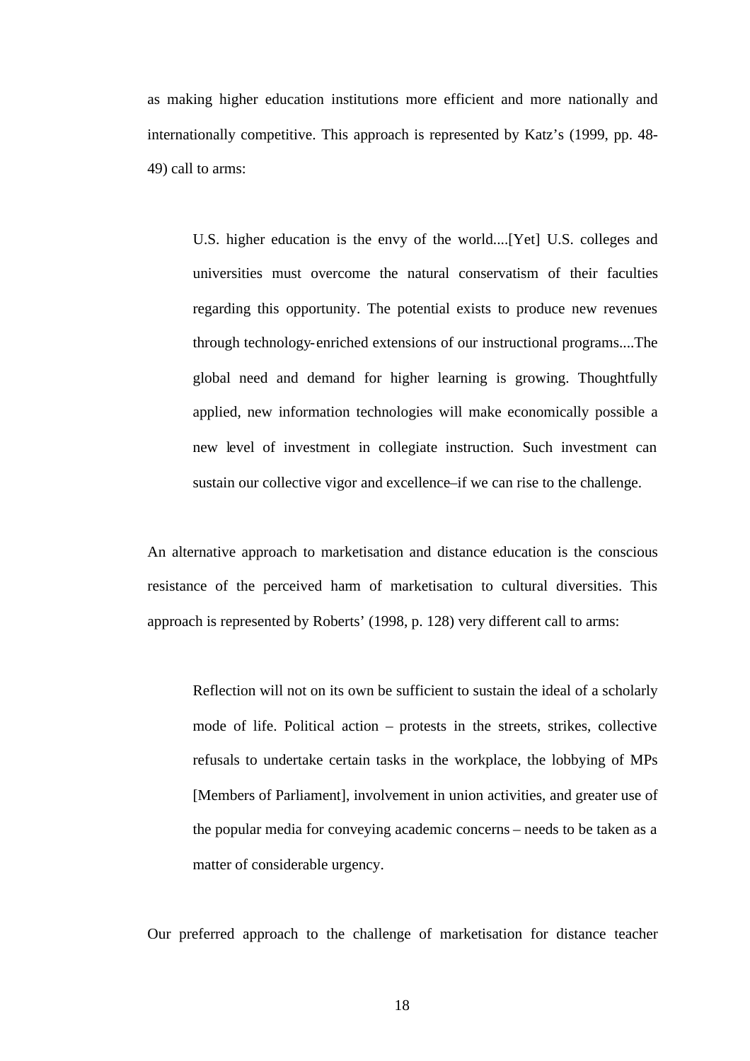as making higher education institutions more efficient and more nationally and internationally competitive. This approach is represented by Katz's (1999, pp. 48-49) call to arms:

> U.S. higher education is the envy of the world....[Yet] U.S. colleges and universities must overcome the natural conservatism of their faculties regarding this opportunity. The potential exists to produce new revenues through technology-enriched extensions of our instructional programs....The global need and demand for higher learning is growing. Thoughtfully applied, new information technologies will make economically possible a new level of investment in collegiate instruction. Such investment can sustain our collective vigor and excellence–if we can rise to the challenge.

An alternative approach to marketisation and distance education is the conscious resistance of the perceived harm of marketisation to cultural diversities. This approach is represented by Roberts' (1998, p. 128) very different call to arms:

> Reflection will not on its own be sufficient to sustain the ideal of a scholarly mode of life. Political action – protests in the streets, strikes, collective refusals to undertake certain tasks in the workplace, the lobbying of MPs [Members of Parliament], involvement in union activities, and greater use of the popular media for conveying academic concerns – needs to be taken as a matter of considerable urgency.

Our preferred approach to the challenge of marketisation for distance teacher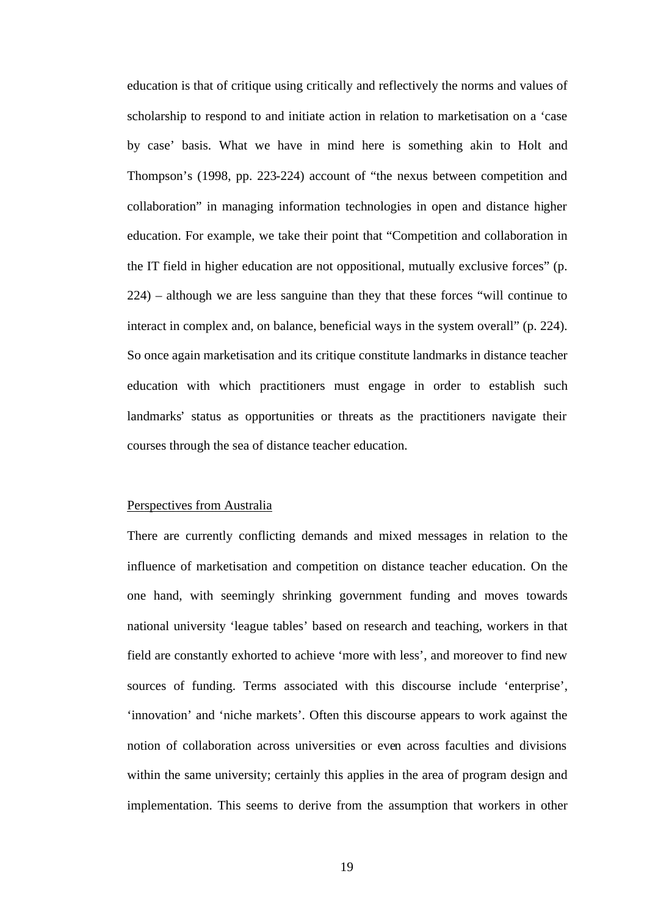education is that of critique using critically and reflectively the norms and values of scholarship to respond to and initiate action in relation to marketisation on a 'case by case' basis. What we have in mind here is something akin to Holt and Thompson's (1998, pp. 223-224) account of "the nexus between competition and collaboration" in managing information technologies in open and distance higher education. For example, we take their point that "Competition and collaboration in the IT field in higher education are not oppositional, mutually exclusive forces" (p. 224) – although we are less sanguine than they that these forces "will continue to interact in complex and, on balance, beneficial ways in the system overall" (p. 224). So once again marketisation and its critique constitute landmarks in distance teacher education with which practitioners must engage in order to establish such landmarks' status as opportunities or threats as the practitioners navigate their courses through the sea of distance teacher education.

Perspectives from Australia

There are currently conflicting demands and mixed messages in relation to the influence of marketisation and competition on distance teacher education. On the one hand, with seemingly shrinking government funding and moves towards national university 'league tables' based on research and teaching, workers in that field are constantly exhorted to achieve 'more with less', and moreover to find new sources of funding. Terms associated with this discourse include 'enterprise', 'innovation' and 'niche markets'. Often this discourse appears to work against the notion of collaboration across universities or even across faculties and divisions within the same university; certainly this applies in the area of program design and implementation. This seems to derive from the assumption that workers in other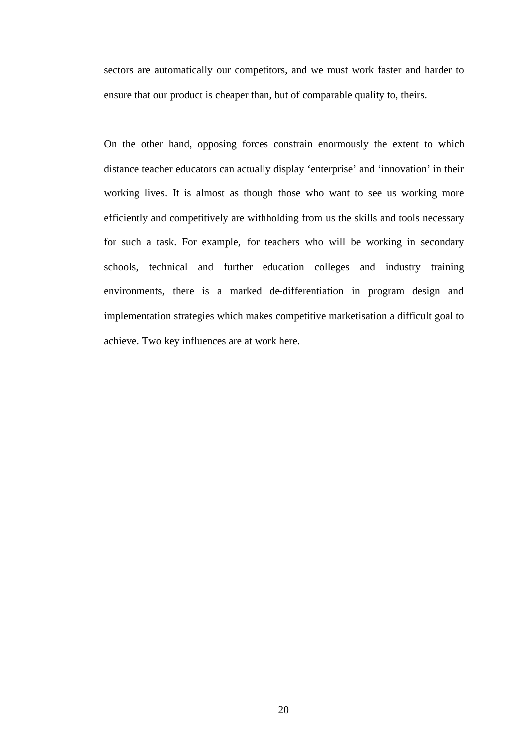sectors are automatically our competitors, and we must work faster and harder to ensure that our product is cheaper than, but of comparable quality to, theirs.

On the other hand, opposing forces constrain enormously the extent to which distance teacher educators can actually display 'enterprise' and 'innovation' in their working lives. It is almost as though those who want to see us working more efficiently and competitively are withholding from us the skills and tools necessary for such a task. For example, for teachers who will be working in secondary schools, technical and further education colleges and industry training environments, there is a marked de-differentiation in program design and implementation strategies which makes competitive marketisation a difficult goal to achieve. Two key influences are at work here.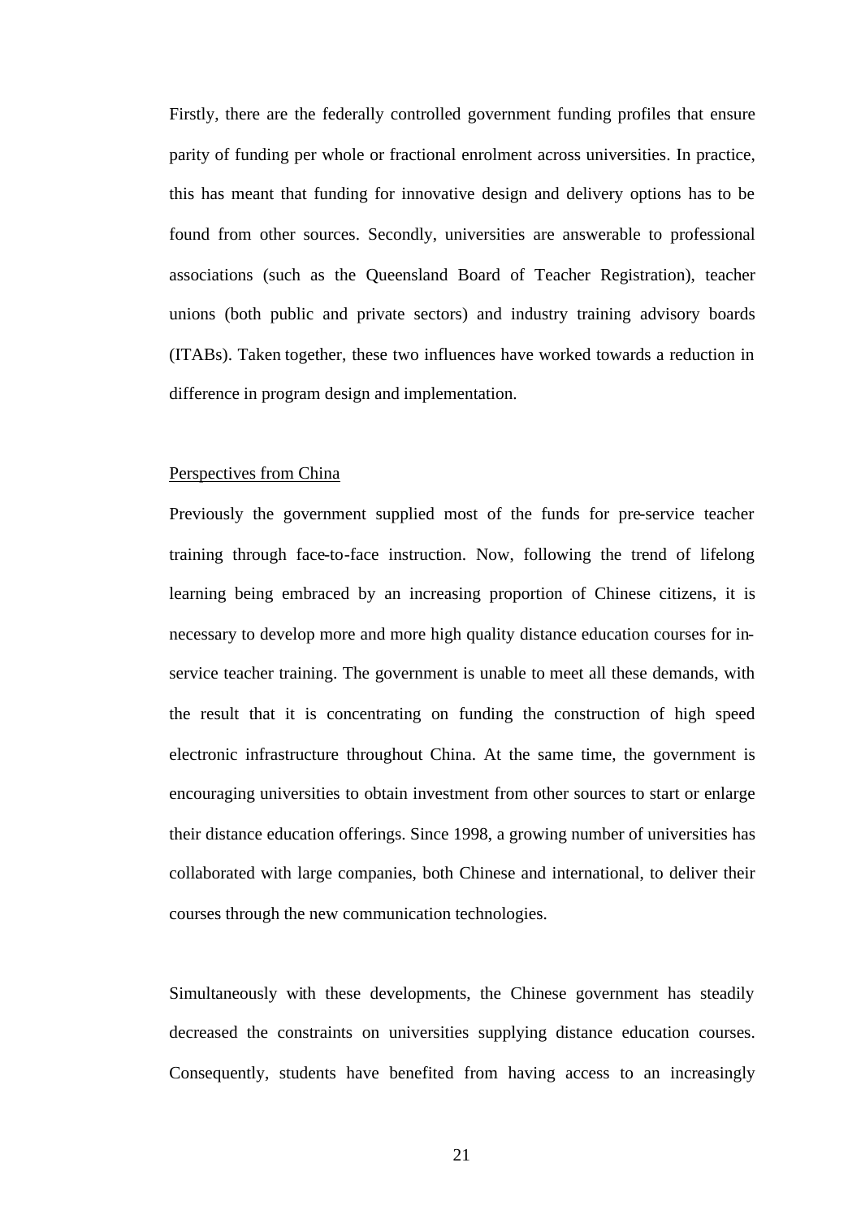Firstly, there are the federally controlled government funding profiles that ensure parity of funding per whole or fractional enrolment across universities. In practice, this has meant that funding for innovative design and delivery options has to be found from other sources. Secondly, universities are answerable to professional associations (such as the Queensland Board of Teacher Registration), teacher unions (both public and private sectors) and industry training advisory boards (ITABs). Taken together, these two influences have worked towards a reduction in difference in program design and implementation.

Perspectives from China

Previously the government supplied most of the funds for pre-service teacher training through face-to-face instruction. Now, following the trend of lifelong learning being embraced by an increasing proportion of Chinese citizens, it is necessary to develop more and more high quality distance education courses for in-service teacher training. The government is unable to meet all these demands, with the result that it is concentrating on funding the construction of high speed electronic infrastructure throughout China. At the same time, the government is encouraging universities to obtain investment from other sources to start or enlarge their distance education offerings. Since 1998, a growing number of universities has collaborated with large companies, both Chinese and international, to deliver their courses through the new communication technologies.

Simultaneously with these developments, the Chinese government has steadily decreased the constraints on universities supplying distance education courses. Consequently, students have benefited from having access to an increasingly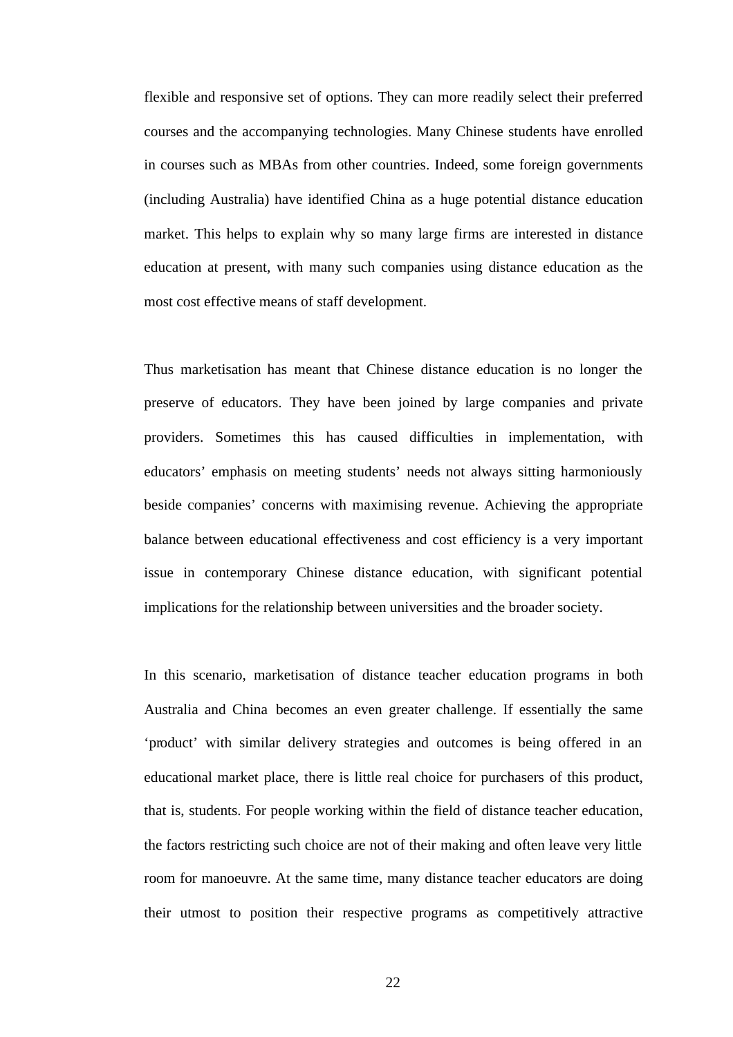flexible and responsive set of options. They can more readily select their preferred courses and the accompanying technologies. Many Chinese students have enrolled in courses such as MBAs from other countries. Indeed, some foreign governments (including Australia) have identified China as a huge potential distance education market. This helps to explain why so many large firms are interested in distance education at present, with many such companies using distance education as the most cost effective means of staff development.

Thus marketisation has meant that Chinese distance education is no longer the preserve of educators. They have been joined by large companies and private providers. Sometimes this has caused difficulties in implementation, with educators' emphasis on meeting students' needs not always sitting harmoniously beside companies' concerns with maximising revenue. Achieving the appropriate balance between educational effectiveness and cost efficiency is a very important issue in contemporary Chinese distance education, with significant potential implications for the relationship between universities and the broader society.

In this scenario, marketisation of distance teacher education programs in both Australia and China becomes an even greater challenge. If essentially the same 'product' with similar delivery strategies and outcomes is being offered in an educational market place, there is little real choice for purchasers of this product, that is, students. For people working within the field of distance teacher education, the factors restricting such choice are not of their making and often leave very little room for manoeuvre. At the same time, many distance teacher educators are doing their utmost to position their respective programs as competitively attractive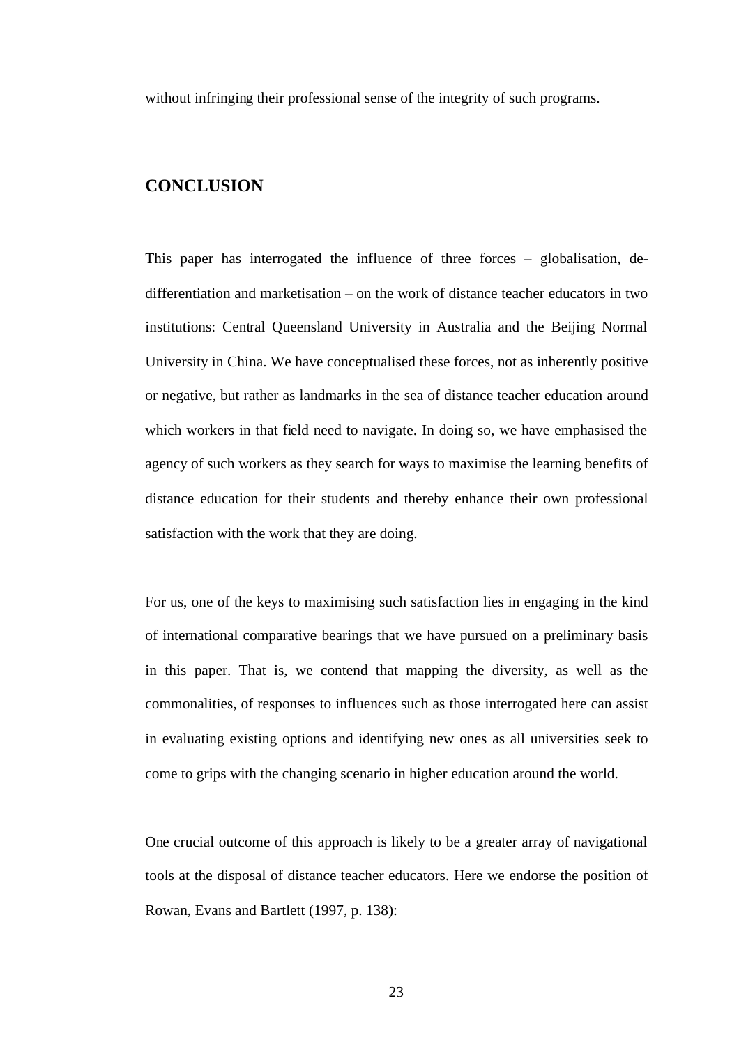without infringing their professional sense of the integrity of such programs.

## CONCLUSION

This paper has interrogated the influence of three forces – globalisation, de-differentiation and marketisation – on the work of distance teacher educators in two institutions: Central Queensland University in Australia and the Beijing Normal University in China. We have conceptualised these forces, not as inherently positive or negative, but rather as landmarks in the sea of distance teacher education around which workers in that field need to navigate. In doing so, we have emphasised the agency of such workers as they search for ways to maximise the learning benefits of distance education for their students and thereby enhance their own professional satisfaction with the work that they are doing.

For us, one of the keys to maximising such satisfaction lies in engaging in the kind of international comparative bearings that we have pursued on a preliminary basis in this paper. That is, we contend that mapping the diversity, as well as the commonalities, of responses to influences such as those interrogated here can assist in evaluating existing options and identifying new ones as all universities seek to come to grips with the changing scenario in higher education around the world.

One crucial outcome of this approach is likely to be a greater array of navigational tools at the disposal of distance teacher educators. Here we endorse the position of Rowan, Evans and Bartlett (1997, p. 138):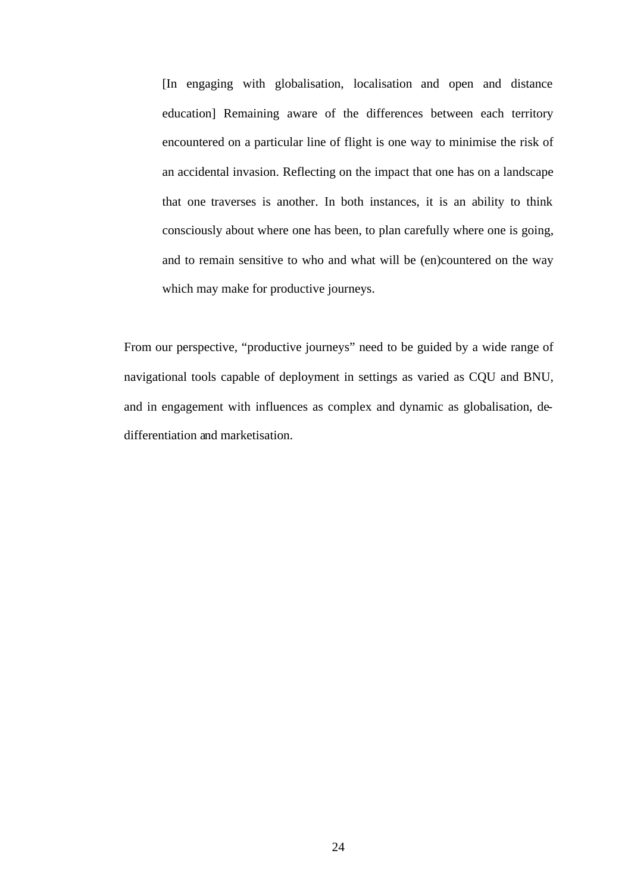> [In engaging with globalisation, localisation and open and distance education] Remaining aware of the differences between each territory encountered on a particular line of flight is one way to minimise the risk of an accidental invasion. Reflecting on the impact that one has on a landscape that one traverses is another. In both instances, it is an ability to think consciously about where one has been, to plan carefully where one is going, and to remain sensitive to who and what will be (en)countered on the way which may make for productive journeys.

From our perspective, "productive journeys" need to be guided by a wide range of navigational tools capable of deployment in settings as varied as CQU and BNU, and in engagement with influences as complex and dynamic as globalisation, de-differentiation and marketisation.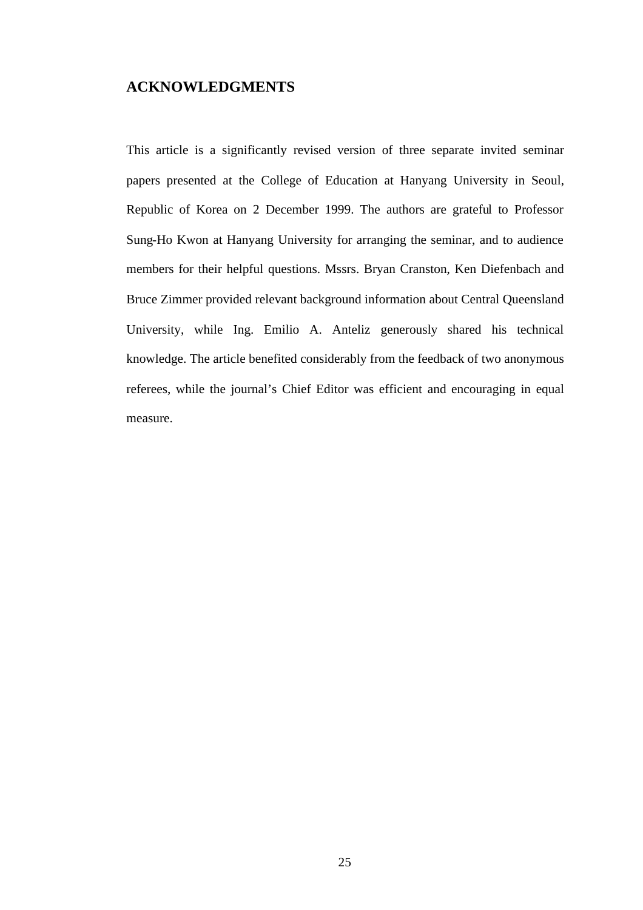## ACKNOWLEDGMENTS

This article is a significantly revised version of three separate invited seminar papers presented at the College of Education at Hanyang University in Seoul, Republic of Korea on 2 December 1999. The authors are grateful to Professor Sung-Ho Kwon at Hanyang University for arranging the seminar, and to audience members for their helpful questions. Mssrs. Bryan Cranston, Ken Diefenbach and Bruce Zimmer provided relevant background information about Central Queensland University, while Ing. Emilio A. Anteliz generously shared his technical knowledge. The article benefited considerably from the feedback of two anonymous referees, while the journal's Chief Editor was efficient and encouraging in equal measure.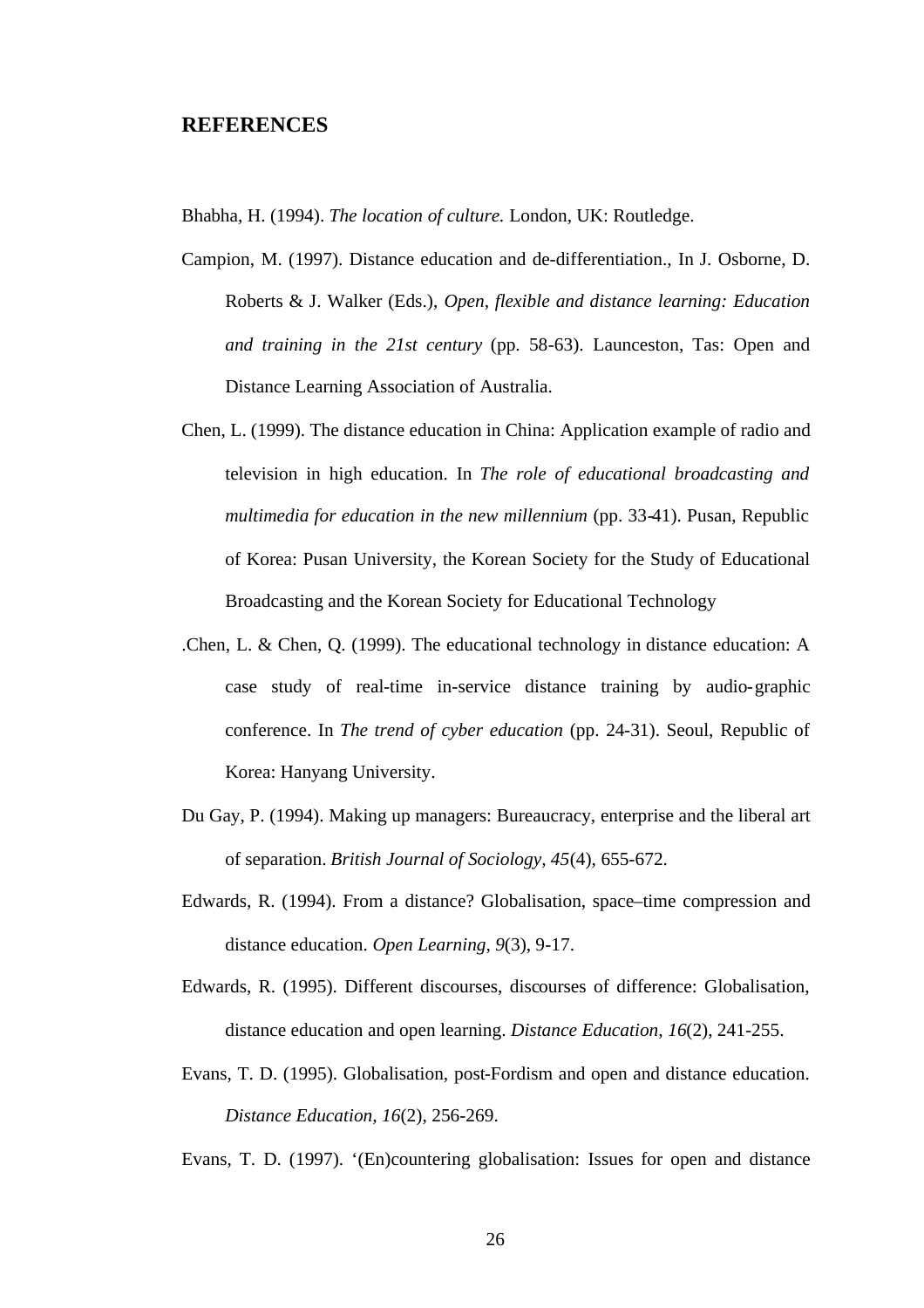## REFERENCES

Bhabha, H. (1994). *The location of culture.* London, UK: Routledge.

Campion, M. (1997). Distance education and de-differentiation., In J. Osborne, D. Roberts & J. Walker (Eds.), *Open, flexible and distance learning: Education and training in the 21st century* (pp. 58-63). Launceston, Tas: Open and Distance Learning Association of Australia.

Chen, L. (1999). The distance education in China: Application example of radio and television in high education. In *The role of educational broadcasting and multimedia for education in the new millennium* (pp. 33-41). Pusan, Republic of Korea: Pusan University, the Korean Society for the Study of Educational Broadcasting and the Korean Society for Educational Technology

.Chen, L. & Chen, Q. (1999). The educational technology in distance education: A case study of real-time in-service distance training by audio-graphic conference. In *The trend of cyber education* (pp. 24-31). Seoul, Republic of Korea: Hanyang University.

Du Gay, P. (1994). Making up managers: Bureaucracy, enterprise and the liberal art of separation. *British Journal of Sociology, 45*(4), 655-672.

Edwards, R. (1994). From a distance? Globalisation, space–time compression and distance education. *Open Learning, 9*(3), 9-17.

Edwards, R. (1995). Different discourses, discourses of difference: Globalisation, distance education and open learning. *Distance Education, 16*(2), 241-255.

Evans, T. D. (1995). Globalisation, post-Fordism and open and distance education. *Distance Education, 16*(2), 256-269.

Evans, T. D. (1997). '(En)countering globalisation: Issues for open and distance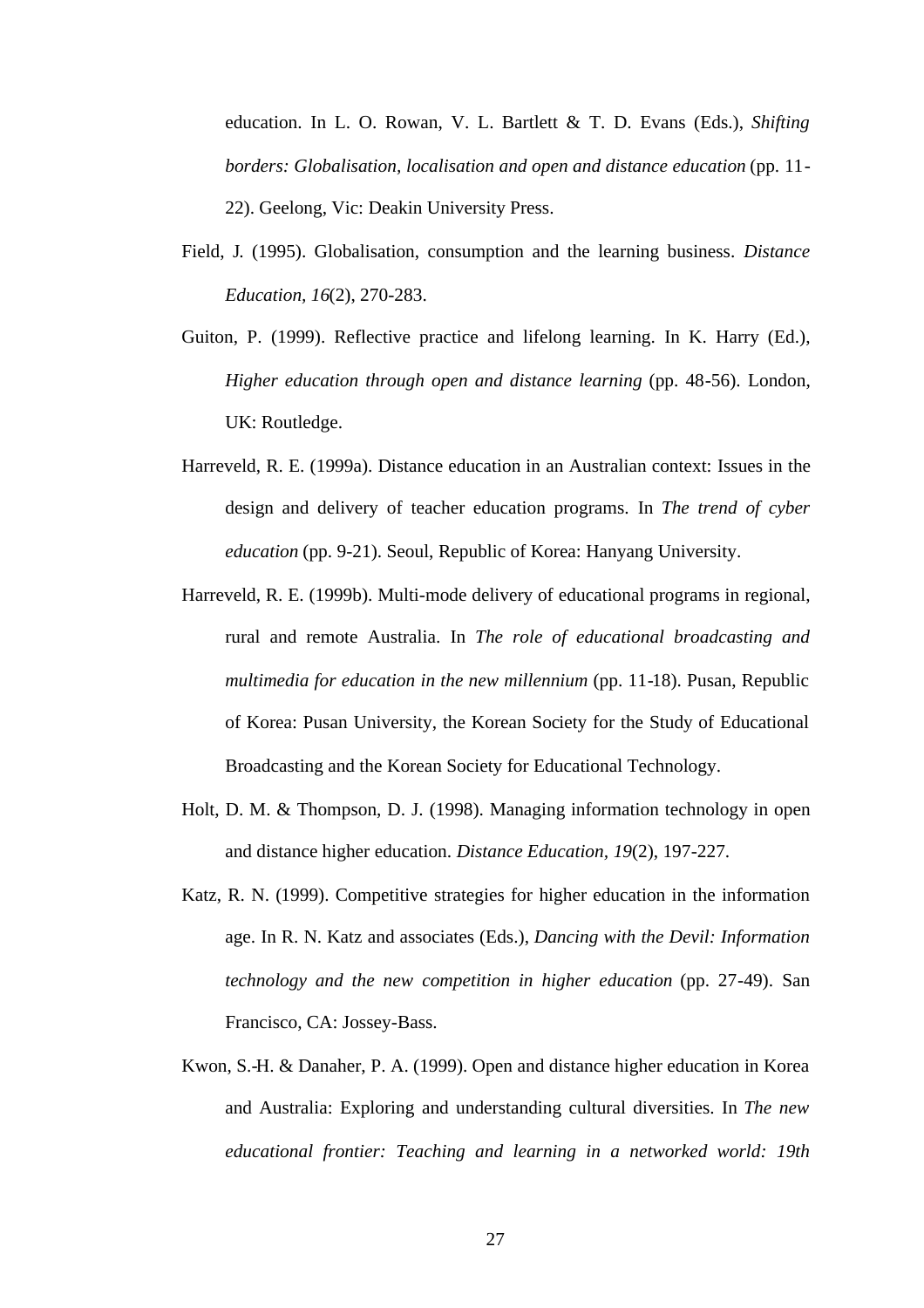education. In L. O. Rowan, V. L. Bartlett & T. D. Evans (Eds.), *Shifting borders: Globalisation, localisation and open and distance education* (pp. 11-22). Geelong, Vic: Deakin University Press.

Field, J. (1995). Globalisation, consumption and the learning business. *Distance Education, 16*(2), 270-283.

Guiton, P. (1999). Reflective practice and lifelong learning. In K. Harry (Ed.), *Higher education through open and distance learning* (pp. 48-56). London, UK: Routledge.

Harreveld, R. E. (1999a). Distance education in an Australian context: Issues in the design and delivery of teacher education programs. In *The trend of cyber education* (pp. 9-21). Seoul, Republic of Korea: Hanyang University.

Harreveld, R. E. (1999b). Multi-mode delivery of educational programs in regional, rural and remote Australia. In *The role of educational broadcasting and multimedia for education in the new millennium* (pp. 11-18). Pusan, Republic of Korea: Pusan University, the Korean Society for the Study of Educational Broadcasting and the Korean Society for Educational Technology.

Holt, D. M. & Thompson, D. J. (1998). Managing information technology in open and distance higher education. *Distance Education, 19*(2), 197-227.

Katz, R. N. (1999). Competitive strategies for higher education in the information age. In R. N. Katz and associates (Eds.), *Dancing with the Devil: Information technology and the new competition in higher education* (pp. 27-49). San Francisco, CA: Jossey-Bass.

Kwon, S.-H. & Danaher, P. A. (1999). Open and distance higher education in Korea and Australia: Exploring and understanding cultural diversities. In *The new educational frontier: Teaching and learning in a networked world: 19th*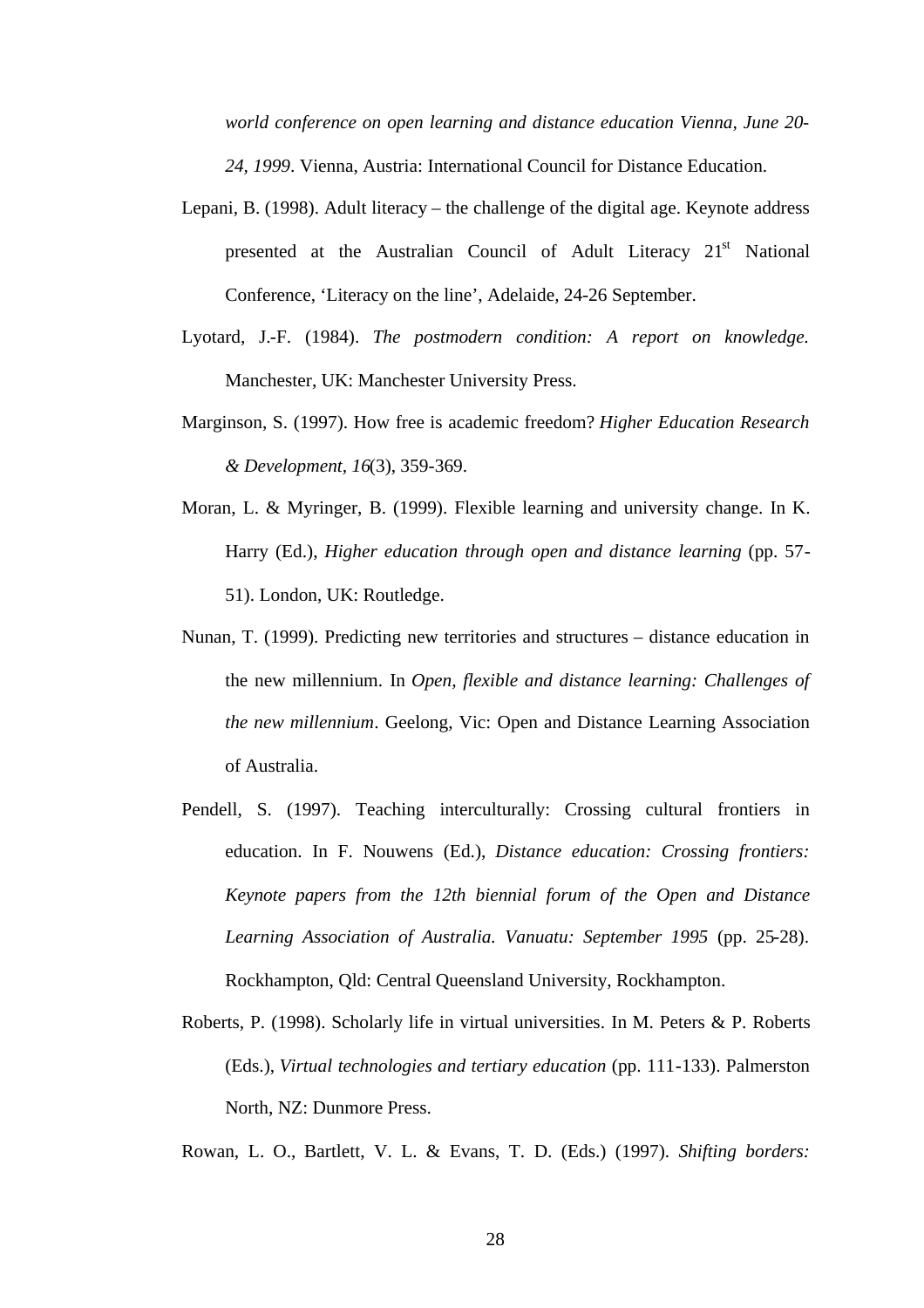*world conference on open learning and distance education Vienna, June 20-24, 1999*. Vienna, Austria: International Council for Distance Education.

Lepani, B. (1998). Adult literacy – the challenge of the digital age. Keynote address presented at the Australian Council of Adult Literacy 21st National Conference, 'Literacy on the line', Adelaide, 24-26 September.

Lyotard, J.-F. (1984). *The postmodern condition: A report on knowledge.* Manchester, UK: Manchester University Press.

Marginson, S. (1997). How free is academic freedom? *Higher Education Research & Development, 16*(3), 359-369.

Moran, L. & Myringer, B. (1999). Flexible learning and university change. In K. Harry (Ed.), *Higher education through open and distance learning* (pp. 57-51). London, UK: Routledge.

Nunan, T. (1999). Predicting new territories and structures – distance education in the new millennium. In *Open, flexible and distance learning: Challenges of the new millennium*. Geelong, Vic: Open and Distance Learning Association of Australia.

Pendell, S. (1997). Teaching interculturally: Crossing cultural frontiers in education. In F. Nouwens (Ed.), *Distance education: Crossing frontiers: Keynote papers from the 12th biennial forum of the Open and Distance Learning Association of Australia. Vanuatu: September 1995* (pp. 25-28). Rockhampton, Qld: Central Queensland University, Rockhampton.

Roberts, P. (1998). Scholarly life in virtual universities. In M. Peters & P. Roberts (Eds.), *Virtual technologies and tertiary education* (pp. 111-133). Palmerston North, NZ: Dunmore Press.

Rowan, L. O., Bartlett, V. L. & Evans, T. D. (Eds.) (1997). *Shifting borders:*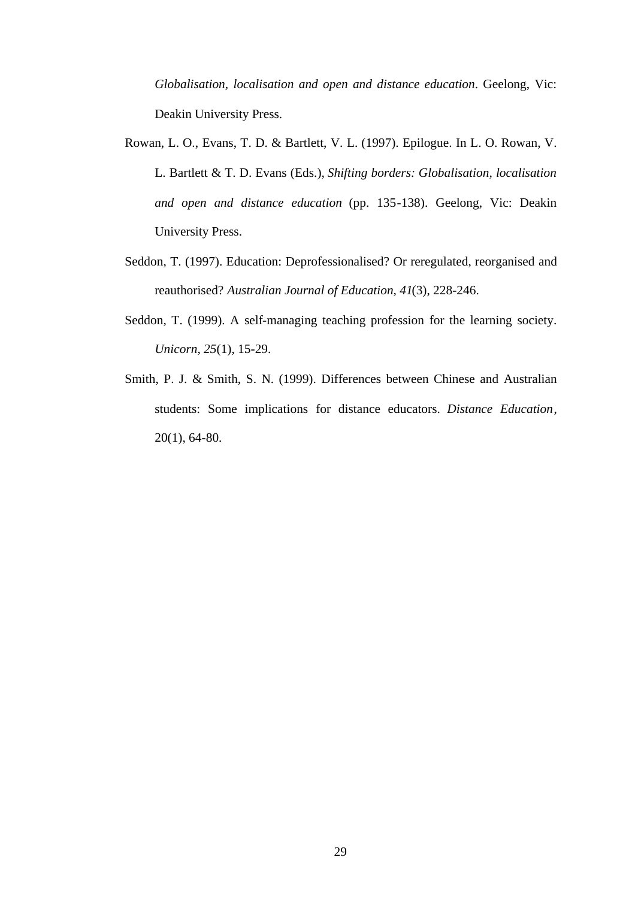*Globalisation, localisation and open and distance education*. Geelong, Vic: Deakin University Press.

Rowan, L. O., Evans, T. D. & Bartlett, V. L. (1997). Epilogue. In L. O. Rowan, V. L. Bartlett & T. D. Evans (Eds.), *Shifting borders: Globalisation, localisation and open and distance education* (pp. 135-138). Geelong, Vic: Deakin University Press.

Seddon, T. (1997). Education: Deprofessionalised? Or reregulated, reorganised and reauthorised? *Australian Journal of Education, 41*(3), 228-246.

Seddon, T. (1999). A self-managing teaching profession for the learning society. *Unicorn, 25*(1), 15-29.

Smith, P. J. & Smith, S. N. (1999). Differences between Chinese and Australian students: Some implications for distance educators. *Distance Education*, 20(1), 64-80.